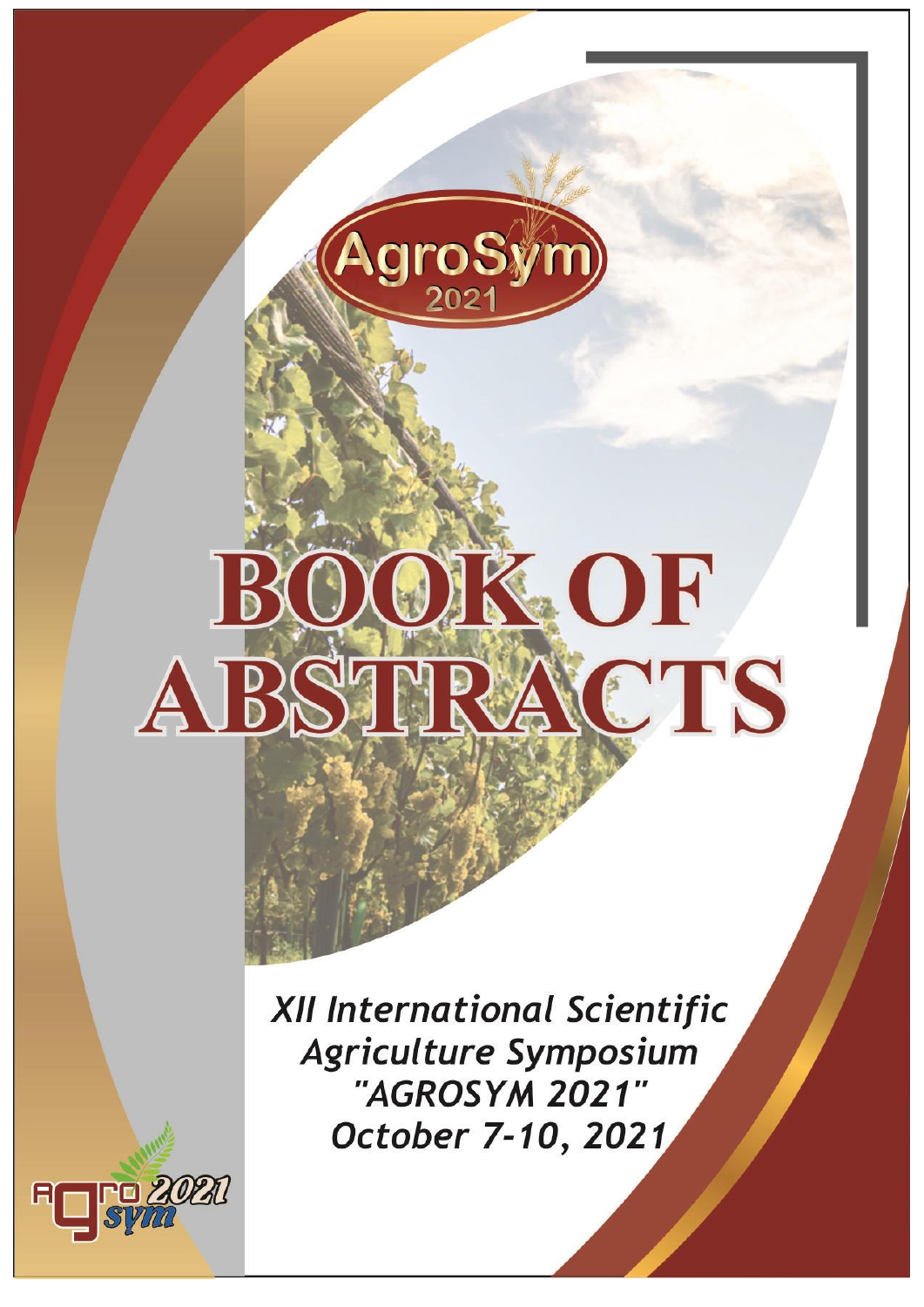AgroSym 2021

# BOOK OF ABSTRACTS

*XII International Scientific Agriculture Symposium "AGROSYM 2021" October 7-10, 2021*

agro sym 2021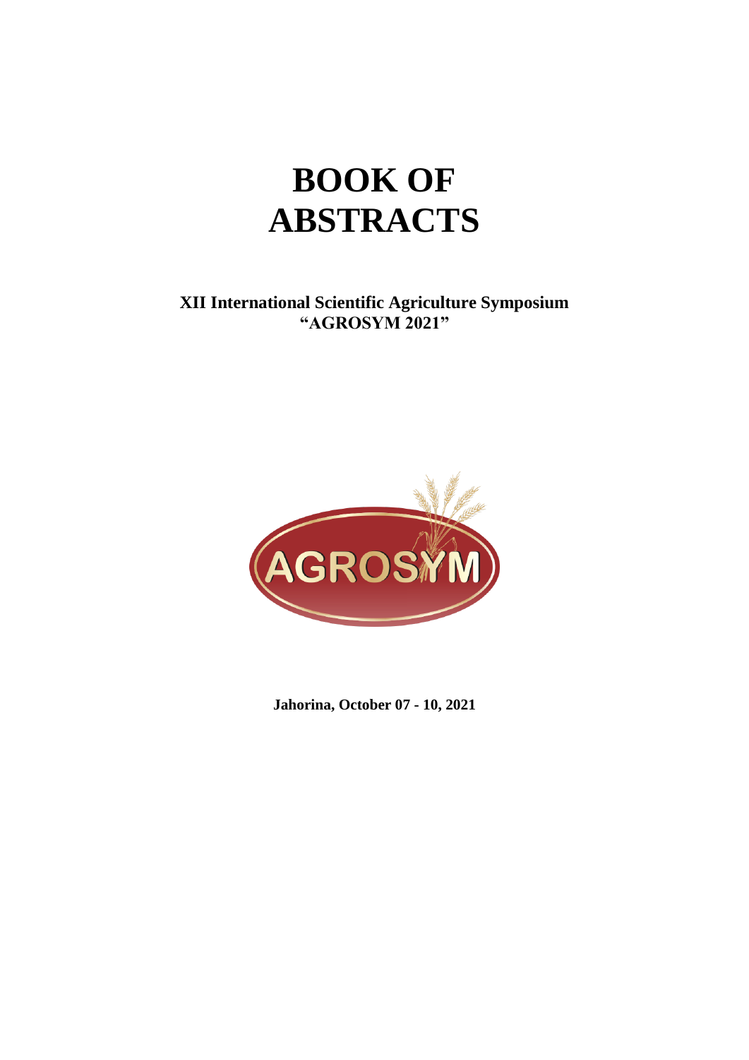# BOOK OF ABSTRACTS

**XII International Scientific Agriculture Symposium "AGROSYM 2021"**

**Jahorina, October 07 - 10, 2021**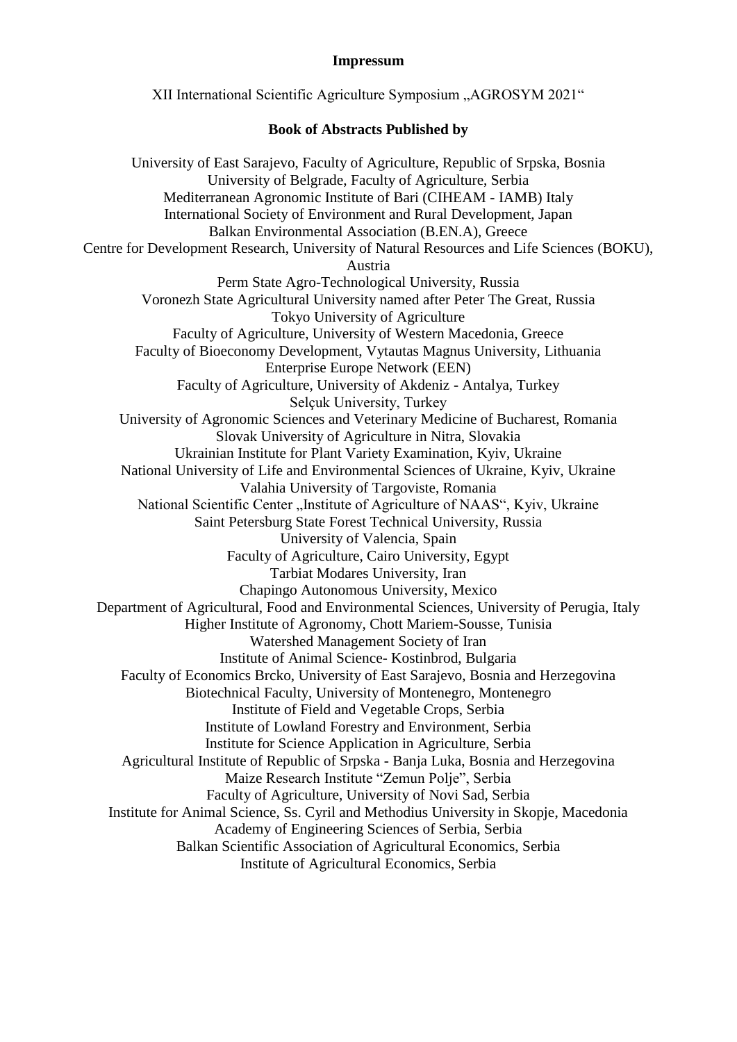**Impressum**

XII International Scientific Agriculture Symposium „AGROSYM 2021“

**Book of Abstracts Published by**

University of East Sarajevo, Faculty of Agriculture, Republic of Srpska, Bosnia
University of Belgrade, Faculty of Agriculture, Serbia
Mediterranean Agronomic Institute of Bari (CIHEAM - IAMB) Italy
International Society of Environment and Rural Development, Japan
Balkan Environmental Association (B.EN.A), Greece
Centre for Development Research, University of Natural Resources and Life Sciences (BOKU), Austria
Perm State Agro-Technological University, Russia
Voronezh State Agricultural University named after Peter The Great, Russia
Tokyo University of Agriculture
Faculty of Agriculture, University of Western Macedonia, Greece
Faculty of Bioeconomy Development, Vytautas Magnus University, Lithuania
Enterprise Europe Network (EEN)
Faculty of Agriculture, University of Akdeniz - Antalya, Turkey
Selçuk University, Turkey
University of Agronomic Sciences and Veterinary Medicine of Bucharest, Romania
Slovak University of Agriculture in Nitra, Slovakia
Ukrainian Institute for Plant Variety Examination, Kyiv, Ukraine
National University of Life and Environmental Sciences of Ukraine, Kyiv, Ukraine
Valahia University of Targoviste, Romania
National Scientific Center „Institute of Agriculture of NAAS“, Kyiv, Ukraine
Saint Petersburg State Forest Technical University, Russia
University of Valencia, Spain
Faculty of Agriculture, Cairo University, Egypt
Tarbiat Modares University, Iran
Chapingo Autonomous University, Mexico
Department of Agricultural, Food and Environmental Sciences, University of Perugia, Italy
Higher Institute of Agronomy, Chott Mariem-Sousse, Tunisia
Watershed Management Society of Iran
Institute of Animal Science- Kostinbrod, Bulgaria
Faculty of Economics Brcko, University of East Sarajevo, Bosnia and Herzegovina
Biotechnical Faculty, University of Montenegro, Montenegro
Institute of Field and Vegetable Crops, Serbia
Institute of Lowland Forestry and Environment, Serbia
Institute for Science Application in Agriculture, Serbia
Agricultural Institute of Republic of Srpska - Banja Luka, Bosnia and Herzegovina
Maize Research Institute "Zemun Polje", Serbia
Faculty of Agriculture, University of Novi Sad, Serbia
Institute for Animal Science, Ss. Cyril and Methodius University in Skopje, Macedonia
Academy of Engineering Sciences of Serbia, Serbia
Balkan Scientific Association of Agricultural Economics, Serbia
Institute of Agricultural Economics, Serbia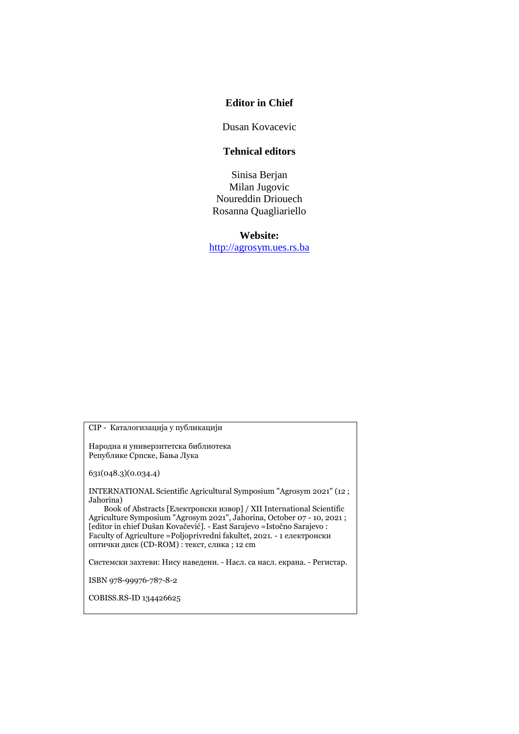**Editor in Chief**

Dusan Kovacevic

**Tehnical editors**

Sinisa Berjan
Milan Jugovic
Noureddin Driouech
Rosanna Quagliariello

**Website:**
http://agrosym.ues.rs.ba

CIP - Каталогизација у публикацији

Народна и универзитетска библиотека
Републике Српске, Бања Лука

631(048.3)(0.034.4)

INTERNATIONAL Scientific Agricultural Symposium "Agrosym 2021" (12 ; Jahorina)
Book of Abstracts [Електронски извор] / XII International Scientific Agriculture Symposium "Agrosym 2021", Jahorina, October 07 - 10, 2021 ; [editor in chief Dušan Kovačević]. - East Sarajevo =Istočno Sarajevo : Faculty of Agriculture =Poljoprivredni fakultet, 2021. - 1 електронски оптички диск (CD-ROM) : текст, слика ; 12 cm

Системски захтеви: Нису наведени. - Насл. са насл. екрана. - Регистар.

ISBN 978-99976-787-8-2

COBISS.RS-ID 134426625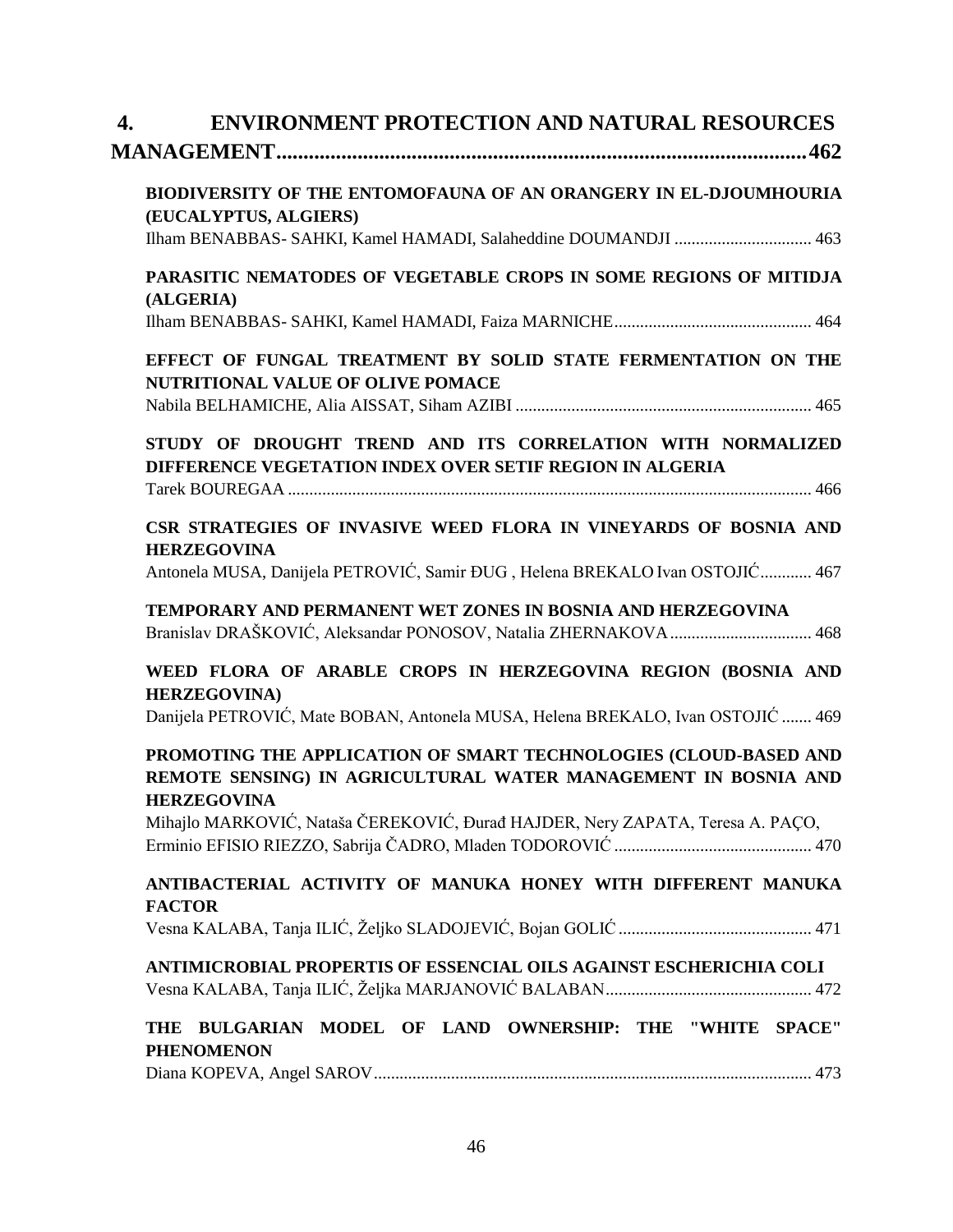# 4. ENVIRONMENT PROTECTION AND NATURAL RESOURCES MANAGEMENT ........................................................................................................ 462

**BIODIVERSITY OF THE ENTOMOFAUNA OF AN ORANGERY IN EL-DJOUMHOURIA (EUCALYPTUS, ALGIERS)**
Ilham BENABBAS- SAHKI, Kamel HAMADI, Salaheddine DOUMANDJI ................................ 463

**PARASITIC NEMATODES OF VEGETABLE CROPS IN SOME REGIONS OF MITIDJA (ALGERIA)**
Ilham BENABBAS- SAHKI, Kamel HAMADI, Faiza MARNICHE............................................. 464

**EFFECT OF FUNGAL TREATMENT BY SOLID STATE FERMENTATION ON THE NUTRITIONAL VALUE OF OLIVE POMACE**
Nabila BELHAMICHE, Alia AISSAT, Siham AZIBI ..................................................................... 465

**STUDY OF DROUGHT TREND AND ITS CORRELATION WITH NORMALIZED DIFFERENCE VEGETATION INDEX OVER SETIF REGION IN ALGERIA**
Tarek BOUREGAA ......................................................................................................................... 466

**CSR STRATEGIES OF INVASIVE WEED FLORA IN VINEYARDS OF BOSNIA AND HERZEGOVINA**
Antonela MUSA, Danijela PETROVIĆ, Samir ĐUG , Helena BREKALO Ivan OSTOJIĆ............ 467

**TEMPORARY AND PERMANENT WET ZONES IN BOSNIA AND HERZEGOVINA**
Branislav DRAŠKOVIĆ, Aleksandar PONOSOV, Natalia ZHERNAKOVA ................................. 468

**WEED FLORA OF ARABLE CROPS IN HERZEGOVINA REGION (BOSNIA AND HERZEGOVINA)**
Danijela PETROVIĆ, Mate BOBAN, Antonela MUSA, Helena BREKALO, Ivan OSTOJIĆ ....... 469

**PROMOTING THE APPLICATION OF SMART TECHNOLOGIES (CLOUD-BASED AND REMOTE SENSING) IN AGRICULTURAL WATER MANAGEMENT IN BOSNIA AND HERZEGOVINA**
Mihajlo MARKOVIĆ, Nataša ČEREKOVIĆ, Đurađ HAJDER, Nery ZAPATA, Teresa A. PAÇO, Erminio EFISIO RIEZZO, Sabrija ČADRO, Mladen TODOROVIĆ ............................................. 470

**ANTIBACTERIAL ACTIVITY OF MANUKA HONEY WITH DIFFERENT MANUKA FACTOR**
Vesna KALABA, Tanja ILIĆ, Željko SLADOJEVIĆ, Bojan GOLIĆ ............................................. 471

**ANTIMICROBIAL PROPERTIS OF ESSENCIAL OILS AGAINST ESCHERICHIA COLI**
Vesna KALABA, Tanja ILIĆ, Željka MARJANOVIĆ BALABAN................................................ 472

**THE BULGARIAN MODEL OF LAND OWNERSHIP: THE "WHITE SPACE" PHENOMENON**
Diana KOPEVA, Angel SAROV...................................................................................................... 473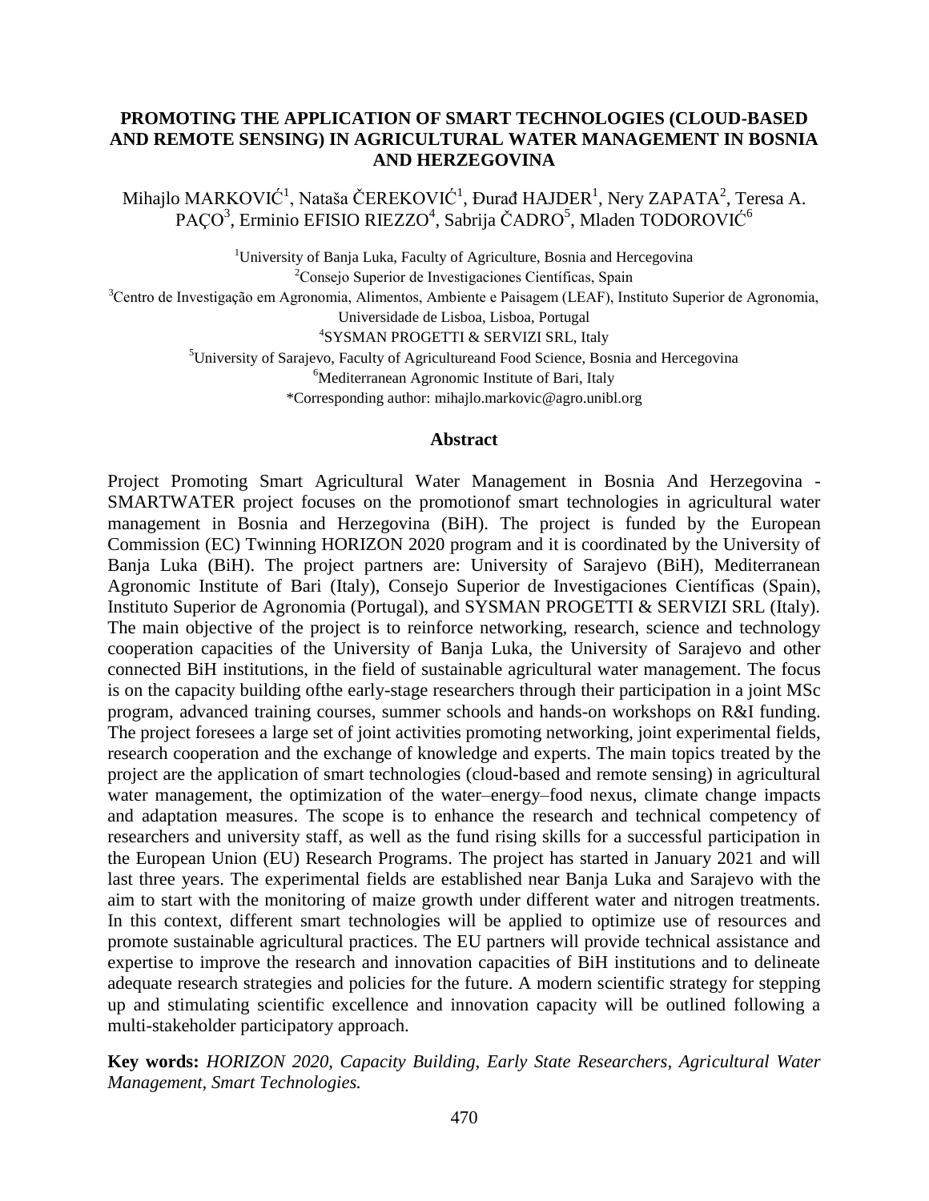# PROMOTING THE APPLICATION OF SMART TECHNOLOGIES (CLOUD-BASED AND REMOTE SENSING) IN AGRICULTURAL WATER MANAGEMENT IN BOSNIA AND HERZEGOVINA

Mihajlo MARKOVIĆ[1], Nataša ČEREKOVIĆ[1], Đurađ HAJDER[1], Nery ZAPATA[2], Teresa A. PAÇO[3], Erminio EFISIO RIEZZO[4], Sabrija ČADRO[5], Mladen TODOROVIĆ[6]

[1]University of Banja Luka, Faculty of Agriculture, Bosnia and Hercegovina
[2]Consejo Superior de Investigaciones Científicas, Spain
[3]Centro de Investigação em Agronomia, Alimentos, Ambiente e Paisagem (LEAF), Instituto Superior de Agronomia, Universidade de Lisboa, Lisboa, Portugal
[4]SYSMAN PROGETTI & SERVIZI SRL, Italy
[5]University of Sarajevo, Faculty of Agricultureand Food Science, Bosnia and Hercegovina
[6]Mediterranean Agronomic Institute of Bari, Italy
*Corresponding author: mihajlo.markovic@agro.unibl.org

## Abstract

Project Promoting Smart Agricultural Water Management in Bosnia And Herzegovina - SMARTWATER project focuses on the promotionof smart technologies in agricultural water management in Bosnia and Herzegovina (BiH). The project is funded by the European Commission (EC) Twinning HORIZON 2020 program and it is coordinated by the University of Banja Luka (BiH). The project partners are: University of Sarajevo (BiH), Mediterranean Agronomic Institute of Bari (Italy), Consejo Superior de Investigaciones Científicas (Spain), Instituto Superior de Agronomia (Portugal), and SYSMAN PROGETTI & SERVIZI SRL (Italy). The main objective of the project is to reinforce networking, research, science and technology cooperation capacities of the University of Banja Luka, the University of Sarajevo and other connected BiH institutions, in the field of sustainable agricultural water management. The focus is on the capacity building ofthe early-stage researchers through their participation in a joint MSc program, advanced training courses, summer schools and hands-on workshops on R&I funding. The project foresees a large set of joint activities promoting networking, joint experimental fields, research cooperation and the exchange of knowledge and experts. The main topics treated by the project are the application of smart technologies (cloud-based and remote sensing) in agricultural water management, the optimization of the water–energy–food nexus, climate change impacts and adaptation measures. The scope is to enhance the research and technical competency of researchers and university staff, as well as the fund rising skills for a successful participation in the European Union (EU) Research Programs. The project has started in January 2021 and will last three years. The experimental fields are established near Banja Luka and Sarajevo with the aim to start with the monitoring of maize growth under different water and nitrogen treatments. In this context, different smart technologies will be applied to optimize use of resources and promote sustainable agricultural practices. The EU partners will provide technical assistance and expertise to improve the research and innovation capacities of BiH institutions and to delineate adequate research strategies and policies for the future. A modern scientific strategy for stepping up and stimulating scientific excellence and innovation capacity will be outlined following a multi-stakeholder participatory approach.

**Key words:** *HORIZON 2020, Capacity Building, Early State Researchers, Agricultural Water Management, Smart Technologies.*